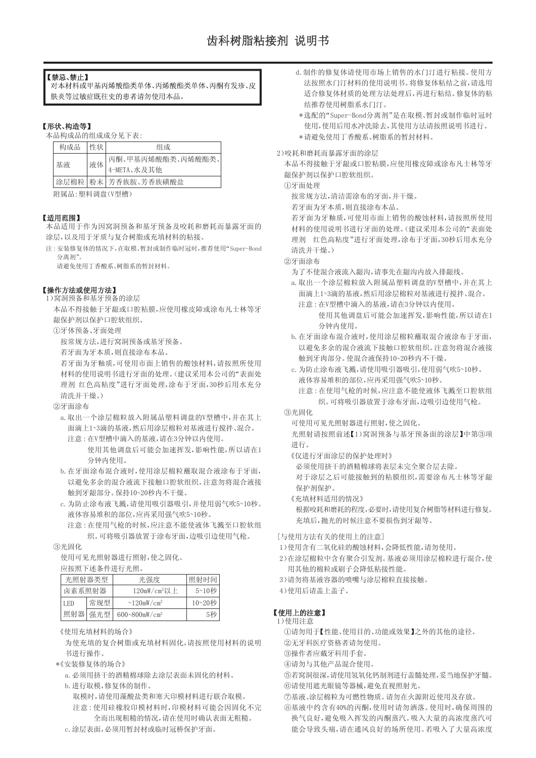# 齿科树脂粘接剂 说明书

**【禁忌、禁止】**
对本材料或甲基丙烯酸酯类单体、丙烯酸酯类单体、丙酮有发疹、皮肤炎等过敏症既往史的患者请勿使用本品。

**【形状、构造等】**
本品构成品的组成成分见下表:

| 构成品 | 性状 | 组成 |
|---|---|---|
| 基液 | 液体 | 丙酮、甲基丙烯酸酯类、丙烯酸酯类、4-META、水及其他 |
| 涂层棉粒 | 粉末 | 芳香族胺、芳香族磺酸盐 |

附属品:塑料调盘(V型槽)

**【适用范围】**
本品适用于作为因窝洞预备和基牙预备及咬耗和磨耗而暴露牙面的涂层,以及用于牙质与复合树脂或充填材料的粘接。

注:安装修复体的情况下,在取模、暂封或制作临时冠时,推荐使用"Super-Bond分离剂"。
请避免使用丁香酸系、树脂系的暂封材料。

**【操作方法或使用方法】**

1)窝洞预备和基牙预备的涂层

本品不得接触于牙龈或口腔粘膜,应使用橡皮障或涂布凡士林等牙龈保护剂以保护口腔软组织。

①牙体预备、牙面处理

按常规方法,进行窝洞预备或基牙预备。
若牙面为牙本质,则直接涂布本品。
若牙面为牙釉质,可使用市面上销售的酸蚀材料,请按照所使用材料的使用说明书进行牙面的处理。(建议采用本公司的"表面处理剂 红色高粘度"进行牙面处理,涂布于牙面,30秒后用水充分清洗并干燥。)

②牙面涂布

a.取出一个涂层棉粒放入附属品塑料调盘的V型槽中,并在其上面滴上1~3滴的基液,然后用涂层棉粒对基液进行搅拌、混合。
注意:在V型槽中滴入的基液,请在3分钟以内使用。
使用其他调盘后可能会加速挥发,影响性能,所以请在1分钟内使用。

b.在牙面涂布混合液时,使用涂层棉粒蘸取混合液涂布于牙面,以避免多余的混合液流下接触口腔软组织。注意勿将混合液接触到牙龈部分。保持10~20秒内不干燥。

c.为防止涂布液飞溅,请使用吸引器吸引,并使用弱气吹5~10秒。液体容易堆积的部位,应再采用强气吹5~10秒。
注意:在使用气枪的时候,应注意不能使液体飞溅至口腔软组织。可将吸引器放置于涂布牙面,边吸引边使用气枪。

③光固化

使用可见光照射器进行照射,使之固化。
应按照下述条件进行光照。

| 光照射器类型 | | 光强度 | 照射时间 |
|---|---|---|---|
| 卤素系照射器 | | 120mW/cm²以上 | 5~10秒 |
| LED照射器 | 常规型 | ~120mW/cm² | 10~20秒 |
| | 强光型 | 600~800mW/cm² | 5秒 |

《使用充填材料的场合》

为使充填的复合树脂或充填材料固化,请按照使用材料的说明书进行操作。

*《安装修复体的场合》

a.必须用挤干的酒精棉球除去涂层表面未固化的材料。

b.进行取模,修复体的制作。
取模时,请使用藻酸盐类和寒天印模材料进行联合取模。
注意:使用硅橡胶印模材料时,印模材料可能会因固化不完全而出现粗糙的情况,请在使用时确认表面无粗糙。

c.涂层表面,必须用暂封材或临时冠桥保护牙面。

d.制作的修复体请使用市场上销售的水门汀进行粘接。使用方法按照水门汀材料的使用说明书。将修复体粘结之前,请选用适合修复体材质的处理方法处理后,再进行粘结。修复体的粘结推荐使用树脂系水门汀。
*选配的"Super-Bond分离剂"是在取模、暂封或制作临时冠时使用,使用后用水冲洗除去,其使用方法请按照说明书进行。
*请避免使用丁香酸系、树脂系的暂封材料。

2)咬耗和磨耗而暴露牙面的涂层

本品不得接触于牙龈或口腔粘膜,应使用橡皮障或涂布凡士林等牙龈保护剂以保护口腔软组织。

①牙面处理

按常规方法,清洁需涂布的牙面,并干燥。
若牙面为牙本质,则直接涂布本品。
若牙面为牙釉质,可使用市面上销售的酸蚀材料,请按照所使用材料的使用说明书进行牙面的处理。(建议采用本公司的"表面处理剂 红色高粘度"进行牙面处理,涂布于牙面,30秒后用水充分清洗并干燥。)

②牙面涂布

为了不使混合液流入龈沟,请事先在龈沟内放入排龈线。

a.取出一个涂层棉粒放入附属品塑料调盘的V型槽中,并在其上面滴上1~3滴的基液,然后用涂层棉粒对基液进行搅拌、混合。
注意:在V型槽中滴入的基液,请在3分钟以内使用。
使用其他调盘后可能会加速挥发,影响性能,所以请在1分钟内使用。

b.在牙面涂布混合液时,使用涂层棉粒蘸取混合液涂布于牙面,以避免多余的混合液流下接触口腔软组织。注意勿将混合液接触到牙肉部分。使混合液保持10~20秒内不干燥。

c.为防止涂布液飞溅,请使用吸引器吸引,使用弱气吹5~10秒。液体容易堆积的部位,应再采用强气吹5~10秒。
注意:在使用气枪的时候,应注意不能使液体飞溅至口腔软组织。可将吸引器放置于涂布牙面,边吸引边使用气枪。

③光固化

可使用可见光照射器进行照射,使之固化。
光照射请按照前述【1)窝洞预备与基牙预备面的涂层】中第③项进行。

《仅进行牙面涂层的保护处理时》

必须使用挤干的酒精棉球将表层未完全聚合层去除。
对于涂层之后可能接触到的粘膜组织,需要涂布凡士林等牙龈保护剂保护。

《充填材料适用的情况》

根据咬耗和磨耗的程度,必要时,请使用复合树脂等材料进行修复。
充填后,抛光的时候注意不要损伤到牙龈等。

[与使用方法有关的使用上的注意]

1)使用含有二氧化硅的酸蚀材料,会降低性能,请勿使用。
2)在涂层棉粒中含有聚合引发剂。基液必须用涂层棉粒进行混合,使用其他的棉粒或刷子会降低粘接性能。
3)请勿将基液容器的喷嘴与涂层棉粒直接接触。
4)使用后请盖上盖子。

**【使用上的注意】**

1)使用注意

①请勿用于【性能、使用目的、功能或效果】之外的其他的途径。
②无牙科医疗资格者请勿使用。
③操作者应戴牙科用手套。
④请勿与其他产品混合使用。
⑤若窝洞很深,请使用氢氧化钙制剂进行盖髓处理,妥当地保护牙髓。
⑥请使用遮光眼镜等器械,避免直视照射光。
⑦基液、涂层棉粒为可燃性物质。请勿在火源附近使用及存放。
⑧基液中约含有40%的丙酮,使用时请勿洒落。使用时,确保周围的换气良好,避免吸入挥发的丙酮蒸汽。吸入大量的高浓度蒸汽可能会导致头痛,请在通风良好的场所使用。若吸入了大量高浓度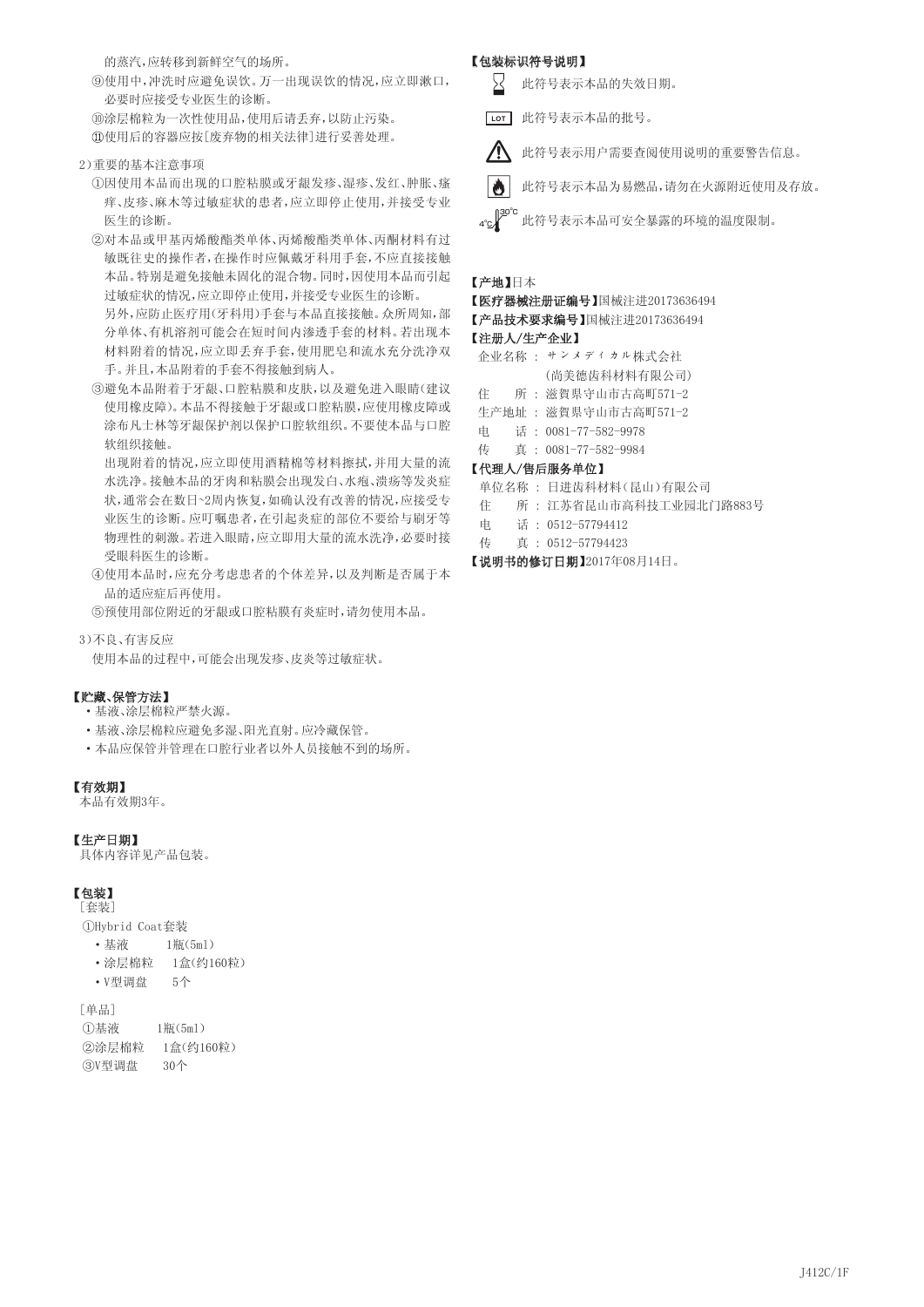的蒸汽,应转移到新鲜空气的场所。

⑨使用中,冲洗时应避免误饮。万一出现误饮的情况,应立即漱口,必要时应接受专业医生的诊断。

⑩涂层棉粒为一次性使用品,使用后请丢弃,以防止污染。

⑪使用后的容器应按[废弃物的相关法律]进行妥善处理。

2)重要的基本注意事项

①因使用本品而出现的口腔粘膜或牙龈发疹、湿疹、发红、肿胀、瘙痒、皮疹、麻木等过敏症状的患者,应立即停止使用,并接受专业医生的诊断。

②对本品或甲基丙烯酸酯类单体、丙烯酸酯类单体、丙酮材料有过敏既往史的操作者,在操作时应佩戴牙科用手套,不应直接接触本品。特别是避免接触未固化的混合物。同时,因使用本品而引起过敏症状的情况,应立即停止使用,并接受专业医生的诊断。

另外,应防止医疗用(牙科用)手套与本品直接接触。众所周知,部分单体、有机溶剂可能会在短时间内渗透手套的材料。若出现本材料附着的情况,应立即丢弃手套,使用肥皂和流水充分洗净双手。并且,本品附着的手套不得接触到病人。

③避免本品附着于牙龈、口腔粘膜和皮肤,以及避免进入眼睛(建议使用橡皮障)。本品不得接触于牙龈或口腔粘膜,应使用橡皮障或涂布凡士林等牙龈保护剂以保护口腔软组织。不要使本品与口腔软组织接触。

出现附着的情况,应立即使用酒精棉等材料擦拭,并用大量的流水洗净。接触本品的牙肉和粘膜会出现发白、水疱、溃疡等发炎症状,通常会在数日~2周内恢复,如确认没有改善的情况,应接受专业医生的诊断。应叮嘱患者,在引起炎症的部位不要给与刷牙等物理性的刺激。若进入眼睛,应立即用大量的流水洗净,必要时接受眼科医生的诊断。

④使用本品时,应充分考虑患者的个体差异,以及判断是否属于本品的适应症后再使用。

⑤预使用部位附近的牙龈或口腔粘膜有炎症时,请勿使用本品。

3)不良、有害反应

使用本品的过程中,可能会出现发疹、皮炎等过敏症状。

**【贮藏、保管方法】**

- 基液、涂层棉粒严禁火源。
- 基液、涂层棉粒应避免多湿、阳光直射。应冷藏保管。
- 本品应保管并管理在口腔行业者以外人员接触不到的场所。

**【有效期】**

本品有效期3年。

**【生产日期】**

具体内容详见产品包装。

**【包装】**

[套装]

①Hybrid Coat套装

- 基液　　1瓶(5ml)
- 涂层棉粒　1盒(约160粒)
- V型调盘　5个

[单品]

①基液　　1瓶(5ml)

②涂层棉粒　1盒(约160粒)

③V型调盘　30个

**【包装标识符号说明】**

此符号表示本品的失效日期。

LOT 此符号表示本品的批号。

此符号表示用户需要查阅使用说明的重要警告信息。

此符号表示本品为易燃品,请勿在火源附近使用及存放。

4℃ 30℃ 此符号表示本品可安全暴露的环境的温度限制。

**【产地】**日本

**【医疗器械注册证编号】**国械注进20173636494

**【产品技术要求编号】**国械注进20173636494

**【注册人/生产企业】**

企业名称 : サンメディカル株式会社

(尚美德齿科材料有限公司)

住　　所 : 滋賀県守山市古高町571-2

生产地址 : 滋賀県守山市古高町571-2

电　　话 : 0081-77-582-9978

传　　真 : 0081-77-582-9984

**【代理人/售后服务单位】**

单位名称 : 日进齿科材料(昆山)有限公司

住　　所 : 江苏省昆山市高科技工业园北门路883号

电　　话 : 0512-57794412

传　　真 : 0512-57794423

**【说明书的修订日期】**2017年08月14日。

J412C/1F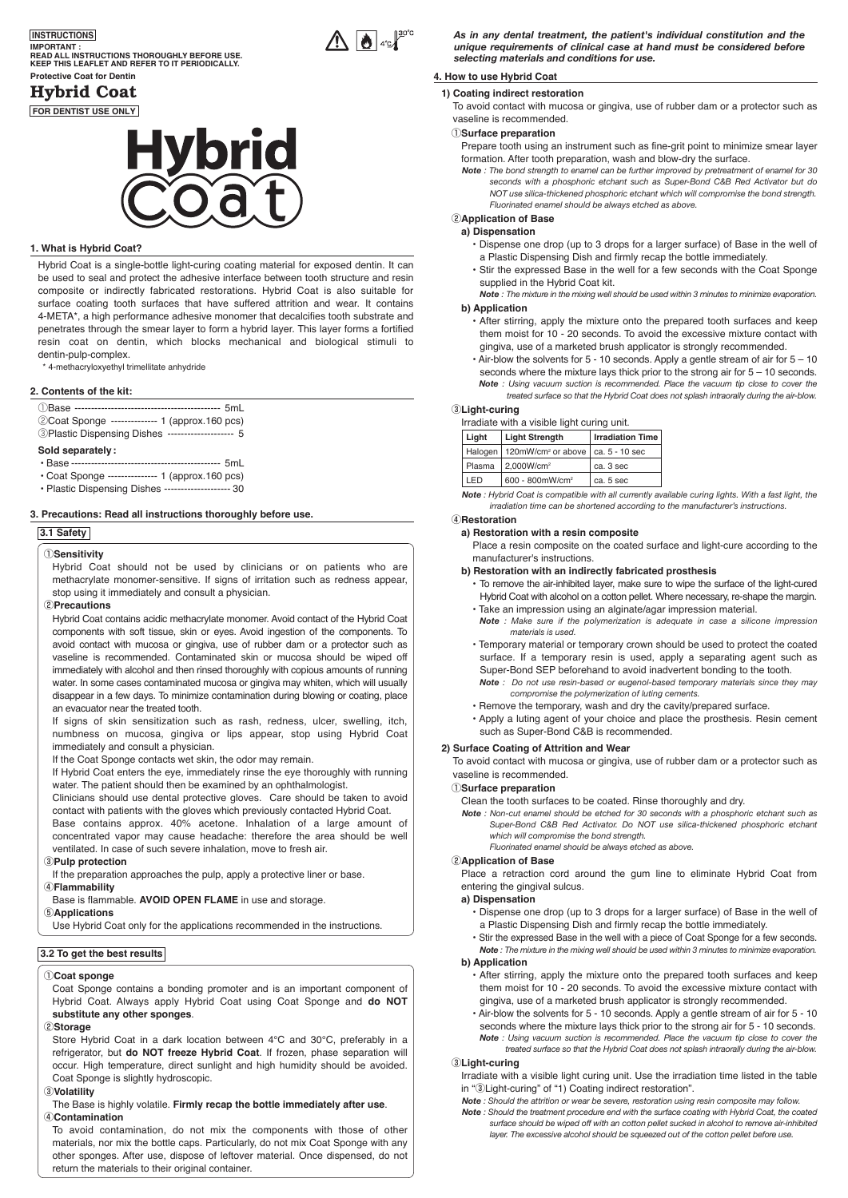**INSTRUCTIONS**

**IMPORTANT :**
**READ ALL INSTRUCTIONS THOROUGHLY BEFORE USE.**
**KEEP THIS LEAFLET AND REFER TO IT PERIODICALLY.**

**Protective Coat for Dentin**

# Hybrid Coat

**FOR DENTIST USE ONLY**

## 1. What is Hybrid Coat?

Hybrid Coat is a single-bottle light-curing coating material for exposed dentin. It can be used to seal and protect the adhesive interface between tooth structure and resin composite or indirectly fabricated restorations. Hybrid Coat is also suitable for surface coating tooth surfaces that have suffered attrition and wear. It contains 4-META*, a high performance adhesive monomer that decalcifies tooth substrate and penetrates through the smear layer to form a hybrid layer. This layer forms a fortified resin coat on dentin, which blocks mechanical and biological stimuli to dentin-pulp-complex.

\* 4-methacryloxyethyl trimellitate anhydride

## 2. Contents of the kit:

①Base ------------------------------------------- 5mL
②Coat Sponge -------------- 1 (approx.160 pcs)
③Plastic Dispensing Dishes -------------------- 5

**Sold separately :**

- Base ------------------------------------------- 5mL
- Coat Sponge --------------- 1 (approx.160 pcs)
- Plastic Dispensing Dishes -------------------- 30

## 3. Precautions: Read all instructions thoroughly before use.

### 3.1 Safety

①**Sensitivity**

Hybrid Coat should not be used by clinicians or on patients who are methacrylate monomer-sensitive. If signs of irritation such as redness appear, stop using it immediately and consult a physician.

②**Precautions**

Hybrid Coat contains acidic methacrylate monomer. Avoid contact of the Hybrid Coat components with soft tissue, skin or eyes. Avoid ingestion of the components. To avoid contact with mucosa or gingiva, use of rubber dam or a protector such as vaseline is recommended. Contaminated skin or mucosa should be wiped off immediately with alcohol and then rinsed thoroughly with copious amounts of running water. In some cases contaminated mucosa or gingiva may whiten, which will usually disappear in a few days. To minimize contamination during blowing or coating, place an evacuator near the treated tooth.

If signs of skin sensitization such as rash, redness, ulcer, swelling, itch, numbness on mucosa, gingiva or lips appear, stop using Hybrid Coat immediately and consult a physician.

If the Coat Sponge contacts wet skin, the odor may remain.

If Hybrid Coat enters the eye, immediately rinse the eye thoroughly with running water. The patient should then be examined by an ophthalmologist.

Clinicians should use dental protective gloves. Care should be taken to avoid contact with patients with the gloves which previously contacted Hybrid Coat.

Base contains approx. 40% acetone. Inhalation of a large amount of concentrated vapor may cause headache: therefore the area should be well ventilated. In case of such severe inhalation, move to fresh air.

③**Pulp protection**

If the preparation approaches the pulp, apply a protective liner or base.

④**Flammability**

Base is flammable. **AVOID OPEN FLAME** in use and storage.

⑤**Applications**

Use Hybrid Coat only for the applications recommended in the instructions.

### 3.2 To get the best results

①**Coat sponge**

Coat Sponge contains a bonding promoter and is an important component of Hybrid Coat. Always apply Hybrid Coat using Coat Sponge and **do NOT substitute any other sponges**.

②**Storage**

Store Hybrid Coat in a dark location between 4°C and 30°C, preferably in a refrigerator, but **do NOT freeze Hybrid Coat**. If frozen, phase separation will occur. High temperature, direct sunlight and high humidity should be avoided. Coat Sponge is slightly hydroscopic.

③**Volatility**

The Base is highly volatile. **Firmly recap the bottle immediately after use**.

④**Contamination**

To avoid contamination, do not mix the components with those of other materials, nor mix the bottle caps. Particularly, do not mix Coat Sponge with any other sponges. After use, dispose of leftover material. Once dispensed, do not return the materials to their original container.

***As in any dental treatment, the patient's individual constitution and the unique requirements of clinical case at hand must be considered before selecting materials and conditions for use.***

## 4. How to use Hybrid Coat

### 1) Coating indirect restoration

To avoid contact with mucosa or gingiva, use of rubber dam or a protector such as vaseline is recommended.

①**Surface preparation**

Prepare tooth using an instrument such as fine-grit point to minimize smear layer formation. After tooth preparation, wash and blow-dry the surface.

***Note*** *: The bond strength to enamel can be further improved by pretreatment of enamel for 30 seconds with a phosphoric etchant such as Super-Bond C&B Red Activator but do NOT use silica-thickened phosphoric etchant which will compromise the bond strength. Fluorinated enamel should be always etched as above.*

②**Application of Base**

**a) Dispensation**

- Dispense one drop (up to 3 drops for a larger surface) of Base in the well of a Plastic Dispensing Dish and firmly recap the bottle immediately.
- Stir the expressed Base in the well for a few seconds with the Coat Sponge supplied in the Hybrid Coat kit.

***Note*** *: The mixture in the mixing well should be used within 3 minutes to minimize evaporation.*

**b) Application**

- After stirring, apply the mixture onto the prepared tooth surfaces and keep them moist for 10 - 20 seconds. To avoid the excessive mixture contact with gingiva, use of a marketed brush applicator is strongly recommended.
- Air-blow the solvents for 5 - 10 seconds. Apply a gentle stream of air for 5 – 10 seconds where the mixture lays thick prior to the strong air for 5 – 10 seconds.

***Note*** *: Using vacuum suction is recommended. Place the vacuum tip close to cover the treated surface so that the Hybrid Coat does not splash intraorally during the air-blow.*

③**Light-curing**

Irradiate with a visible light curing unit.

| Light | Light Strength | Irradiation Time |
|---|---|---|
| Halogen | 120mW/cm² or above | ca. 5 - 10 sec |
| Plasma | 2,000W/cm² | ca. 3 sec |
| LED | 600 - 800mW/cm² | ca. 5 sec |

***Note*** *: Hybrid Coat is compatible with all currently available curing lights. With a fast light, the irradiation time can be shortened according to the manufacturer's instructions.*

④**Restoration**

**a) Restoration with a resin composite**

Place a resin composite on the coated surface and light-cure according to the manufacturer's instructions.

**b) Restoration with an indirectly fabricated prosthesis**

- To remove the air-inhibited layer, make sure to wipe the surface of the light-cured Hybrid Coat with alcohol on a cotton pellet. Where necessary, re-shape the margin.
- Take an impression using an alginate/agar impression material.

***Note*** *: Make sure if the polymerization is adequate in case a silicone impression materials is used.*

- Temporary material or temporary crown should be used to protect the coated surface. If a temporary resin is used, apply a separating agent such as Super-Bond SEP beforehand to avoid inadvertent bonding to the tooth.

***Note*** *: Do not use resin-based or eugenol-based temporary materials since they may compromise the polymerization of luting cements.*

- Remove the temporary, wash and dry the cavity/prepared surface.
- Apply a luting agent of your choice and place the prosthesis. Resin cement such as Super-Bond C&B is recommended.

### 2) Surface Coating of Attrition and Wear

To avoid contact with mucosa or gingiva, use of rubber dam or a protector such as vaseline is recommended.

①**Surface preparation**

Clean the tooth surfaces to be coated. Rinse thoroughly and dry.

***Note*** *: Non-cut enamel should be etched for 30 seconds with a phosphoric etchant such as Super-Bond C&B Red Activator. Do NOT use silica-thickened phosphoric etchant which will compromise the bond strength.*
*Fluorinated enamel should be always etched as above.*

②**Application of Base**

Place a retraction cord around the gum line to eliminate Hybrid Coat from entering the gingival sulcus.

**a) Dispensation**

- Dispense one drop (up to 3 drops for a larger surface) of Base in the well of a Plastic Dispensing Dish and firmly recap the bottle immediately.
- Stir the expressed Base in the well with a piece of Coat Sponge for a few seconds.

***Note*** *: The mixture in the mixing well should be used within 3 minutes to minimize evaporation.*

**b) Application**

- After stirring, apply the mixture onto the prepared tooth surfaces and keep them moist for 10 - 20 seconds. To avoid the excessive mixture contact with gingiva, use of a marketed brush applicator is strongly recommended.
- Air-blow the solvents for 5 - 10 seconds. Apply a gentle stream of air for 5 - 10 seconds where the mixture lays thick prior to the strong air for 5 - 10 seconds.

***Note*** *: Using vacuum suction is recommended. Place the vacuum tip close to cover the treated surface so that the Hybrid Coat does not splash intraorally during the air-blow.*

③**Light-curing**

Irradiate with a visible light curing unit. Use the irradiation time listed in the table in "③Light-curing" of "1) Coating indirect restoration".

***Note*** *: Should the attrition or wear be severe, restoration using resin composite may follow.*

***Note*** *: Should the treatment procedure end with the surface coating with Hybrid Coat, the coated surface should be wiped off with an cotton pellet sucked in alcohol to remove air-inhibited layer. The excessive alcohol should be squeezed out of the cotton pellet before use.*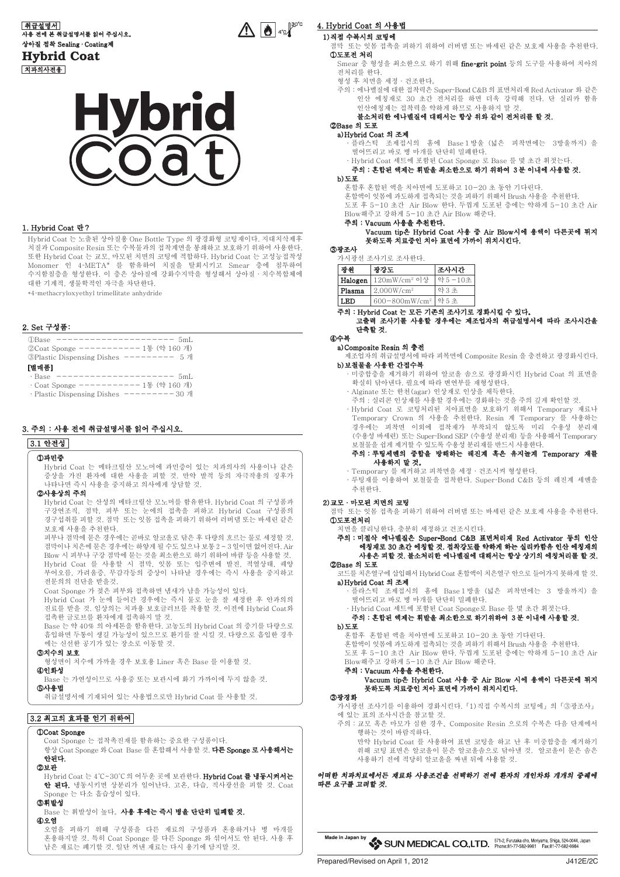**취급설명서**

**사용 전에 본 취급설명서를 읽어 주십시오.**

**상아질 접착 Sealing · Coating제**

# Hybrid Coat

**치과의사전용**

4℃ 30℃

## 1. Hybrid Coat 란?

Hybrid Coat 는 노출된 상아질용 One Bottle Type 의 광경화형 코팅재이다. 지대치삭제후 치질과 Composite Resin 또는 수복물과의 접착계면을 봉쇄하고 보호하기 위하여 사용한다. 또한 Hybrid Coat 는 교모, 마모된 치면의 코팅에 적합하다. Hybrid Coat 는 고성능접착성 Monomer 인 4-META* 를 함유하여 치질을 탈회시키고 Smear 층에 침투하여 수지함침층을 형성한다. 이 층은 상아질에 강화수지막을 형성해서 상아질 · 치수복합체에 대한 기계적, 생물학적인 자극을 차단한다.

*4-methacryloxyethyl trimellitate anhydride

## 2. Set 구성품:

①Base ---------------------- 5mL
②Coat Sponge ----------- 1통 (약 160 개)
③Plastic Dispensing Dishes --------- 5 개

**[별매품]**

· Base ---------------------- 5mL
· Coat Sponge ----------- 1통 (약 160 개)
· Plastic Dispensing Dishes --------- 30 개

## 3. 주의 : 사용 전에 취급설명서를 읽어 주십시오.

### 3.1 안전성

**①과민증**

Hybrid Coat 는 메타크릴산 모노머에 과민증이 있는 치과의사의 사용이나 같은 증상을 가진 환자에 대한 사용을 피할 것. 만약 발적 등의 자극작용의 징후가 나타나면 즉시 사용을 중지하고 의사에게 상담할 것.

**②사용상의 주의**

Hybrid Coat 는 산성의 메타크릴산 모노머를 함유한다. Hybrid Coat 의 구성품과 구강연조직, 점막, 피부 또는 눈에의 접촉을 피하고 Hybrid Coat 구성품의 경구섭취를 피할 것. 점막 또는 잇몸 접촉을 피하기 위하여 러버댐 또는 바세린 같은 보호제 사용을 추천한다.

피부나 점막에 묻은 경우에는 곧바로 알코올로 닦은 후 다량의 흐르는 물로 세정할 것. 점막이나 치은에 묻은 경우에는 하얗게 될 수도 있으나 보통 2 ~ 3 일이면 없어진다. Air Blow 시 피부나 구강 점막에 묻는 것을 최소한으로 하기 위해 바큠 등을 사용할 것. Hybrid Coat 를 사용할 시 점막, 잇몸 또는 입주변에 발진, 적열상태, 궤양 부어오름, 가려움증, 무감각등의 증상이 나타날 경우에는 즉시 사용을 중지하고 전문의의 진단을 받을것.

Coat Sponge 가 젖은 피부와 접촉하면 냄새가 남을 가능성이 있다.

Hybrid Coat 가 눈에 들어간 경우에는 즉시 물로 눈을 잘 세정한 후 안과의의 진료를 받을 것. 임상의는 치과용 보호글러브를 착용할 것. 이전에 Hybrid Coat와 접촉한 글로브를 환자에게 접촉하지 말 것.

Base 는 약 40% 의 아세톤을 함유한다. 고농도의 Hybrid Coat 의 증기를 다량으로 흡입하면 두통이 생길 가능성이 있으므로 환기를 잘 시킬 것. 다량으로 흡입한 경우에는 신선한 공기가 있는 장소로 이동할 것.

**③치수의 보호**

형성면이 치수에 가까울 경우 보호용 Liner 혹은 Base 를 이용할 것.

**④인화성**

Base 는 가연성이므로 사용중 또는 보관시에 화기 가까이에 두지 않을 것.

**⑤사용법**

취급설명서에 기재되어 있는 사용법으로만 Hybrid Coat 를 사용할 것.

### 3.2 최고의 효과를 얻기 위하여

**①Coat Sponge**

Coat Sponge 는 접착촉진제를 함유하는 중요한 구성품이다.

항상 Coat Sponge 와 Coat Base 를 혼합해서 사용할 것. **다른 Sponge 로 사용해서는 안된다.**

**②보관**

Hybrid Coat 는 4℃~30℃ 의 어두운 곳에 보관한다. **Hybrid Coat 를 냉동시켜서는 안 된다.** 냉동시키면 상분리가 일어난다. 고온, 다습, 직사광선을 피할 것. Coat Sponge 는 다소 흡습성이 있다.

**③휘발성**

Base 는 휘발성이 높다. **사용 후에는 즉시 병을 단단히 밀폐할 것.**

**④오염**

오염을 피하기 위해 구성품을 다른 재료의 구성품과 혼용하거나 병 마개를 혼용하지말 것. 특히 Coat Sponge 를 다른 Sponge 와 섞어서도 안 된다. 사용 후 남은 재료는 폐기할 것. 일단 꺼낸 재료는 다시 용기에 담지말 것.

## 4. Hybrid Coat 의 사용법

### 1)직접 수복시의 코팅에

점막 또는 잇몸 접촉을 피하기 위하여 러버댐 또는 바세린 같은 보호제 사용을 추천한다.

**①도포전 처리**

Smear 층 형성을 최소한으로 하기 위해 **fine-grit point** 등의 도구를 사용하여 치아의 전처리를 한다.

형성 후 치면을 세정 · 건조한다.

주의 : 에나멜질에 대한 접착력은 Super-Bond C&B 의 표면처리재 Red Activator 와 같은 인산 에칭재로 30 초간 전처리를 하면 더욱 강력해 진다. 단 실리카 함유 인산에칭재는 접착력을 약하게 하므로 사용하지 말 것.
**분소처리한 에나멜질에 대해서는 항상 위와 같이 전처리를 할 것.**

**②Base 의 도포**

**a)Hybrid Coat 의 조제**

· 플라스틱 조제접시의 홈에 Base 1 방울 (넓은 피착면에는 3방울까지) 을 떨어뜨리고 바로 병 마개를 단단히 밀폐한다.
· Hybrid Coat 세트에 포함된 Coat Sponge 로 Base 를 몇 초간 휘젓는다.
**주의 : 혼합된 액제는 휘발을 최소한으로 하기 위하여 3 분 이내에 사용할 것.**

**b)도포**

혼합후 혼합된 액을 치아면에 도포하고 10-20 초 동안 기다린다.
혼합액이 잇몸에 과도하게 접촉되는 것을 피하기 위해서 Brush 사용을 추천한다.
도포 후 5-10 초간 Air Blow 한다. 두껍게 도포된 층에는 약하게 5-10 초간 Air Blow해주고 강하게 5-10 초간 Air Blow 해준다.

**주의 : Vacuum 사용을 추천한다.**
**Vacuum tip은 Hybrid Coat 사용 중 Air Blow시에 용액이 다른곳에 튀지 못하도록 치료중인 치아 표면에 가까이 위치시킨다.**

**③광조사**

가시광선 조사기로 조사한다.

| 광원 | 광강도 | 조사시간 |
|---|---|---|
| Halogen | 120mW/cm² 이상 | 약 5 -10초 |
| Plasma | 2,000W/cm² | 약 3 초 |
| LED | 600-800mW/cm² | 약 5 초 |

**주의 : Hybrid Coat 는 모든 기존의 조사기로 경화시킬 수 있다.**
**고출력 조사기를 사용할 경우에는 제조업자의 취급설명서에 따라 조사시간을 단축할 것.**

**④수복**

**a)Composite Resin 의 충전**

제조업자의 취급설명서에 따라 피복면에 Composite Resin 을 충전하고 광경화시킨다.

**b)보철물을 사용한 간접수복**

· 미중합층을 제거하기 위하여 알코올 솜으로 광경화시킨 Hybrid Coat 의 표면을 확실히 닦아낸다. 필요에 따라 변연부를 재형성한다.
· Alginate 또는 한천(agar) 인상재로 인상을 채득한다.
주의 : 실리콘 인상재를 사용할 경우에는 경화하는 것을 주의 깊게 확인할 것.
· Hybrid Coat 로 코팅처리된 치아표면을 보호하기 위해서 Temporary 재료나 Temporary Crown 의 사용을 추천한다. Resin 계 Temporary 를 사용하는 경우에는 피착면 이외에 접착재가 부착되지 않도록 미리 수용성 분리제 (수용성 바세린) 또는 Super-Bond SEP (수용성 분리재) 등을 사용해서 Temporary 보철물을 쉽게 제거할 수 있도록 수용성 분리재를 반드시 사용한다.
**주의 : 루팅세멘의 중합을 방해하는 레진계 혹은 유지놀계 Temporary 재를 사용하지 말 것.**
· Temporary 를 제거하고 피착면을 세정 · 건조시켜 형성한다.
· 루팅재를 이용하여 보철물을 접착한다. Super-Bond C&B 등의 레진계 세멘을 추천한다.

### 2)교모 · 마모된 치면의 코팅

점막 또는 잇몸 접촉을 피하기 위하여 러버댐 또는 바세린 같은 보호제 사용을 추천한다.

**①도포전처리**

치면을 클리닝한다. 충분히 세정하고 건조시킨다.

**주의 : 미절삭 에나멜질은 Super-Bond C&B 표면처리재 Red Activator 등의 인산 에칭재로 30 초간 에칭할 것. 접착강도를 약하게 하는 실리카함유 인산 에칭재의 사용은 피할 것. 불소처리한 에나멜질에 대해서는 항상 상기의 에칭처리를 할 것.**

**②Base 의 도포**

코드를 치은열구에 삽입해서 Hybrid Coat 혼합액이 치은열구 안으로 들어가지 못하게 할 것.

**a)Hybrid Coat 의 조제**

· 플라스틱 조제접시의 홈에 Base 1 방울 (넓은 피착면에는 3 방울까지) 을 떨어뜨리고 바로 병 마개를 단단히 밀폐한다.
· Hybrid Coat 세트에 포함된 Coat Sponge로 Base 를 몇 초간 휘젓는다.
**주의 : 혼합된 액제는 휘발을 최소한으로 하기위하여 3 분 이내에 사용할 것.**

**b)도포**

혼합후 혼합된 액을 치아면에 도포하고 10-20 초 동안 기다린다.
혼합액이 잇몸에 과도하게 접촉되는 것을 피하기 위해서 Brush 사용을 추천한다.
도포 후 5-10 초간 Air Blow 한다. 두껍게 도포된 층에는 약하게 5-10 초간 Air Blow해주고 강하게 5-10 초간 Air Blow 해준다.

**주의 : Vacuum 사용을 추천한다.**
**Vacuum tip은 Hybrid Coat 사용 중 Air Blow 시에 용액이 다른곳에 튀지 못하도록 치료중인 치아 표면에 가까이 위치시킨다.**

**③광경화**

가시광선 조사기를 이용하여 경화시킨다. 「1)직접 수복시의 코팅에」의 「③광조사」에 있는 표의 조사시간을 참고할 것.

주의 : 교모 혹은 마모가 심한 경우, Composite Resin 으로의 수복은 다음 단계에서 행하는 것이 바람직하다.
만약 Hybrid Coat 를 사용하여 표면 코팅을 하고 난 후 미중합층을 제거하기 위해 코팅 표면은 알코올이 묻은 알코올솜으로 닦아낼 것. 알코올이 묻은 솜은 사용하기 전에 적당히 알코올을 짜낸 뒤에 사용할 것.

***어떠한 치과치료에서든 재료와 사용조건을 선택하기 전에 환자의 개인차와 개개의 증례에 따른 요구를 고려할 것.***

Made in Japan by SUN MEDICAL CO.,LTD. 571-2, Furutaka-cho, Moriyama, Shiga, 524-0044, Japan Phone:81-77-582-9981 Fax:81-77-582-9984

Prepared/Revised on April 1, 2012

J412E/2C